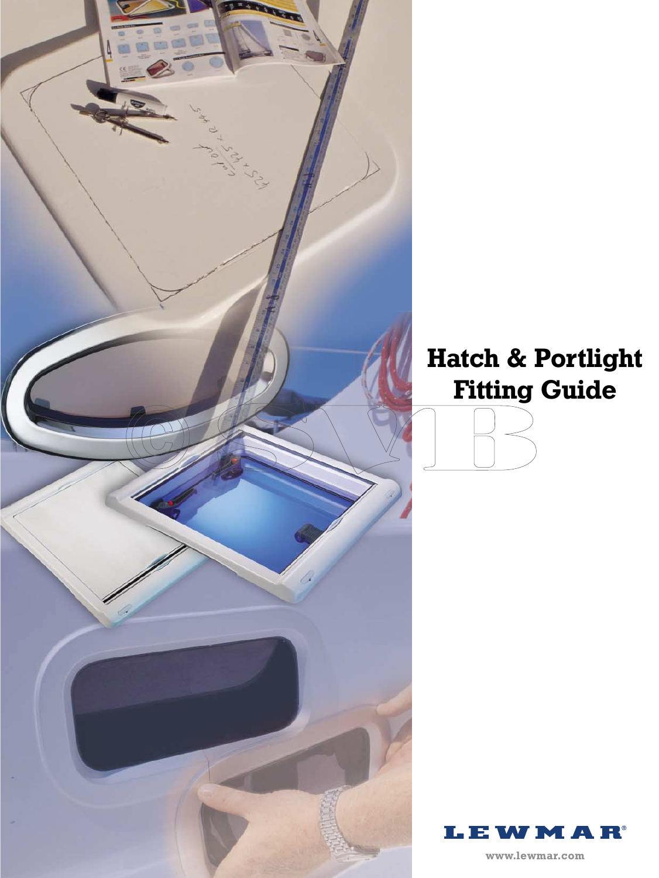# Hatch & Portlight Fitting Guide

LEWMAR®

www.lewmar.com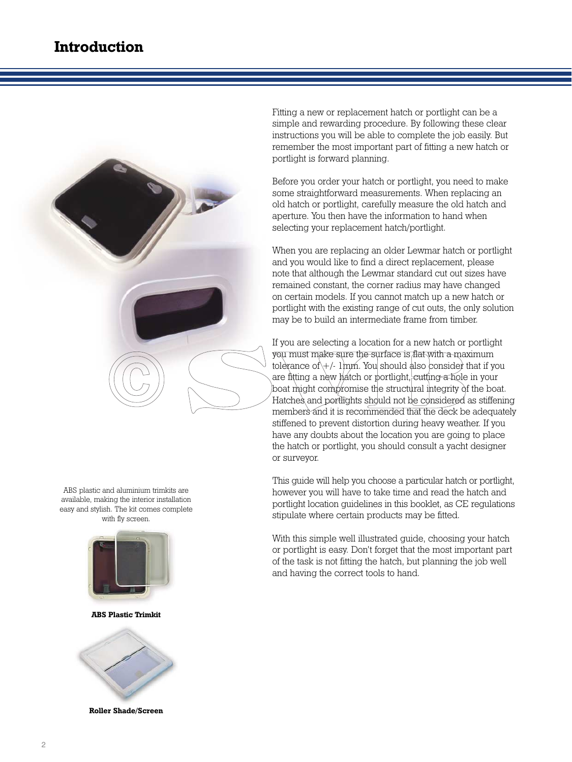# Introduction

Fitting a new or replacement hatch or portlight can be a simple and rewarding procedure. By following these clear instructions you will be able to complete the job easily. But remember the most important part of fitting a new hatch or portlight is forward planning.

Before you order your hatch or portlight, you need to make some straightforward measurements. When replacing an old hatch or portlight, carefully measure the old hatch and aperture. You then have the information to hand when selecting your replacement hatch/portlight.

When you are replacing an older Lewmar hatch or portlight and you would like to find a direct replacement, please note that although the Lewmar standard cut out sizes have remained constant, the corner radius may have changed on certain models. If you cannot match up a new hatch or portlight with the existing range of cut outs, the only solution may be to build an intermediate frame from timber.

If you are selecting a location for a new hatch or portlight you must make sure the surface is flat with a maximum tolerance of +/- 1mm. You should also consider that if you are fitting a new hatch or portlight, cutting a hole in your boat might compromise the structural integrity of the boat. Hatches and portlights should not be considered as stiffening members and it is recommended that the deck be adequately stiffened to prevent distortion during heavy weather. If you have any doubts about the location you are going to place the hatch or portlight, you should consult a yacht designer or surveyor.

This guide will help you choose a particular hatch or portlight, however you will have to take time and read the hatch and portlight location guidelines in this booklet, as CE regulations stipulate where certain products may be fitted.

With this simple well illustrated guide, choosing your hatch or portlight is easy. Don't forget that the most important part of the task is not fitting the hatch, but planning the job well and having the correct tools to hand.

ABS plastic and aluminium trimkits are available, making the interior installation easy and stylish. The kit comes complete with fly screen.

**ABS Plastic Trimkit**

**Roller Shade/Screen**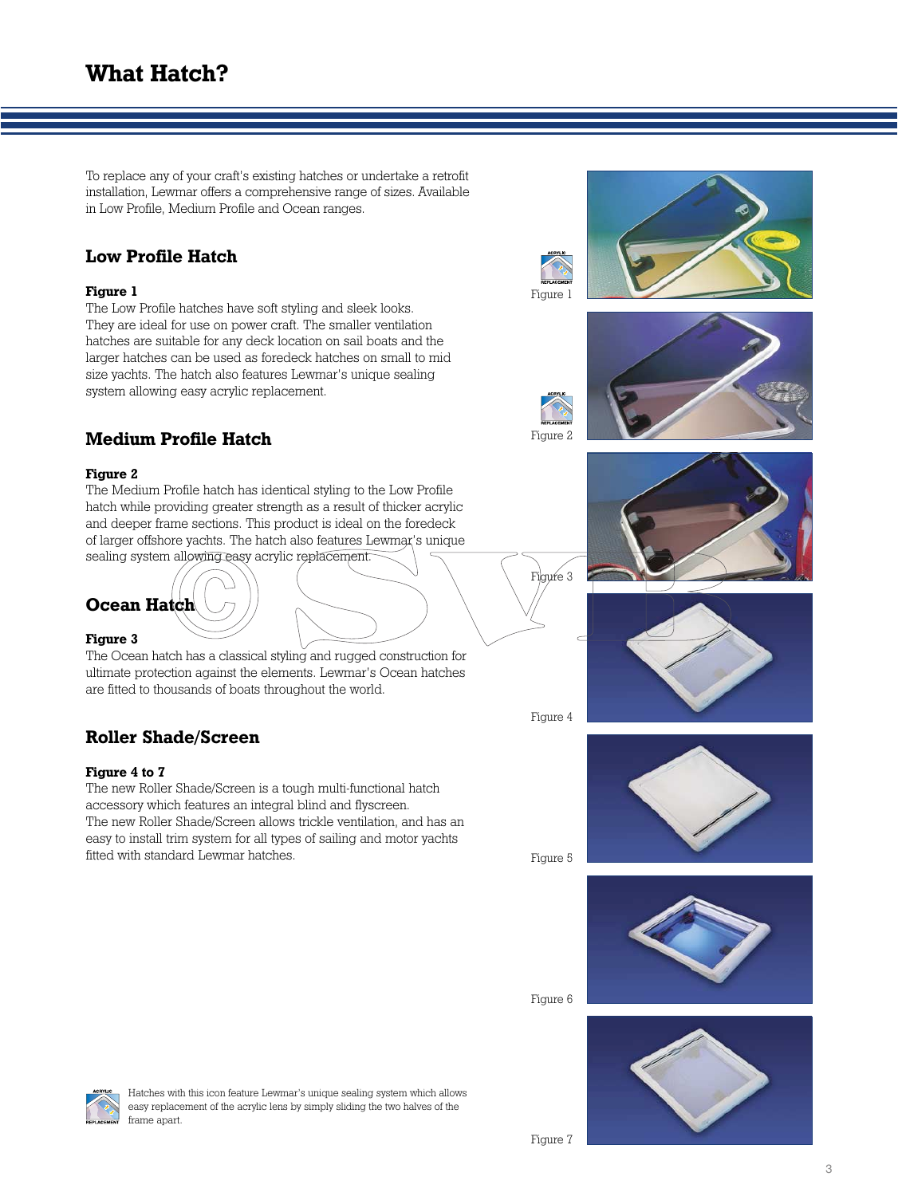# What Hatch?

To replace any of your craft's existing hatches or undertake a retrofit installation, Lewmar offers a comprehensive range of sizes. Available in Low Profile, Medium Profile and Ocean ranges.

## Low Profile Hatch

**Figure 1**

The Low Profile hatches have soft styling and sleek looks. They are ideal for use on power craft. The smaller ventilation hatches are suitable for any deck location on sail boats and the larger hatches can be used as foredeck hatches on small to mid size yachts. The hatch also features Lewmar's unique sealing system allowing easy acrylic replacement.

## Medium Profile Hatch

**Figure 2**

The Medium Profile hatch has identical styling to the Low Profile hatch while providing greater strength as a result of thicker acrylic and deeper frame sections. This product is ideal on the foredeck of larger offshore yachts. The hatch also features Lewmar's unique sealing system allowing easy acrylic replacement.

## Ocean Hatch

**Figure 3**

The Ocean hatch has a classical styling and rugged construction for ultimate protection against the elements. Lewmar's Ocean hatches are fitted to thousands of boats throughout the world.

## Roller Shade/Screen

**Figure 4 to 7**

The new Roller Shade/Screen is a tough multi-functional hatch accessory which features an integral blind and flyscreen.
The new Roller Shade/Screen allows trickle ventilation, and has an easy to install trim system for all types of sailing and motor yachts fitted with standard Lewmar hatches.

Figure 1

Figure 2

Figure 3

Figure 4

Figure 5

Figure 6

Figure 7

Hatches with this icon feature Lewmar's unique sealing system which allows easy replacement of the acrylic lens by simply sliding the two halves of the frame apart.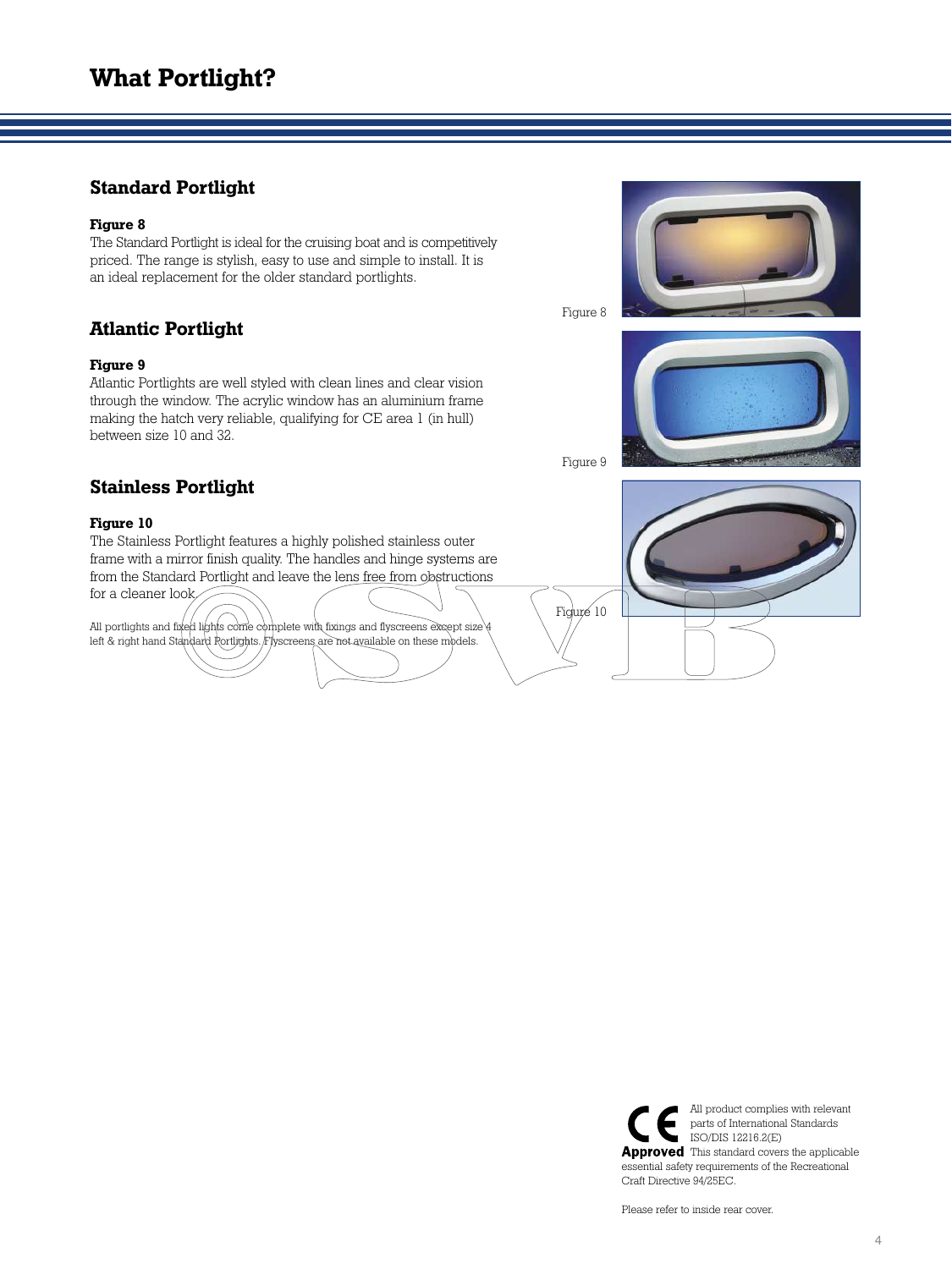# What Portlight?

## Standard Portlight

**Figure 8**

The Standard Portlight is ideal for the cruising boat and is competitively priced. The range is stylish, easy to use and simple to install. It is an ideal replacement for the older standard portlights.

Figure 8

## Atlantic Portlight

**Figure 9**

Atlantic Portlights are well styled with clean lines and clear vision through the window. The acrylic window has an aluminium frame making the hatch very reliable, qualifying for CE area 1 (in hull) between size 10 and 32.

Figure 9

## Stainless Portlight

**Figure 10**

The Stainless Portlight features a highly polished stainless outer frame with a mirror finish quality. The handles and hinge systems are from the Standard Portlight and leave the lens free from obstructions for a cleaner look.

Figure 10

All portlights and fixed lights come complete with fixings and flyscreens except size 4 left & right hand Standard Portlights. Flyscreens are not available on these models.

**CE Approved** All product complies with relevant parts of International Standards ISO/DIS 12216.2(E) This standard covers the applicable essential safety requirements of the Recreational Craft Directive 94/25EC.

Please refer to inside rear cover.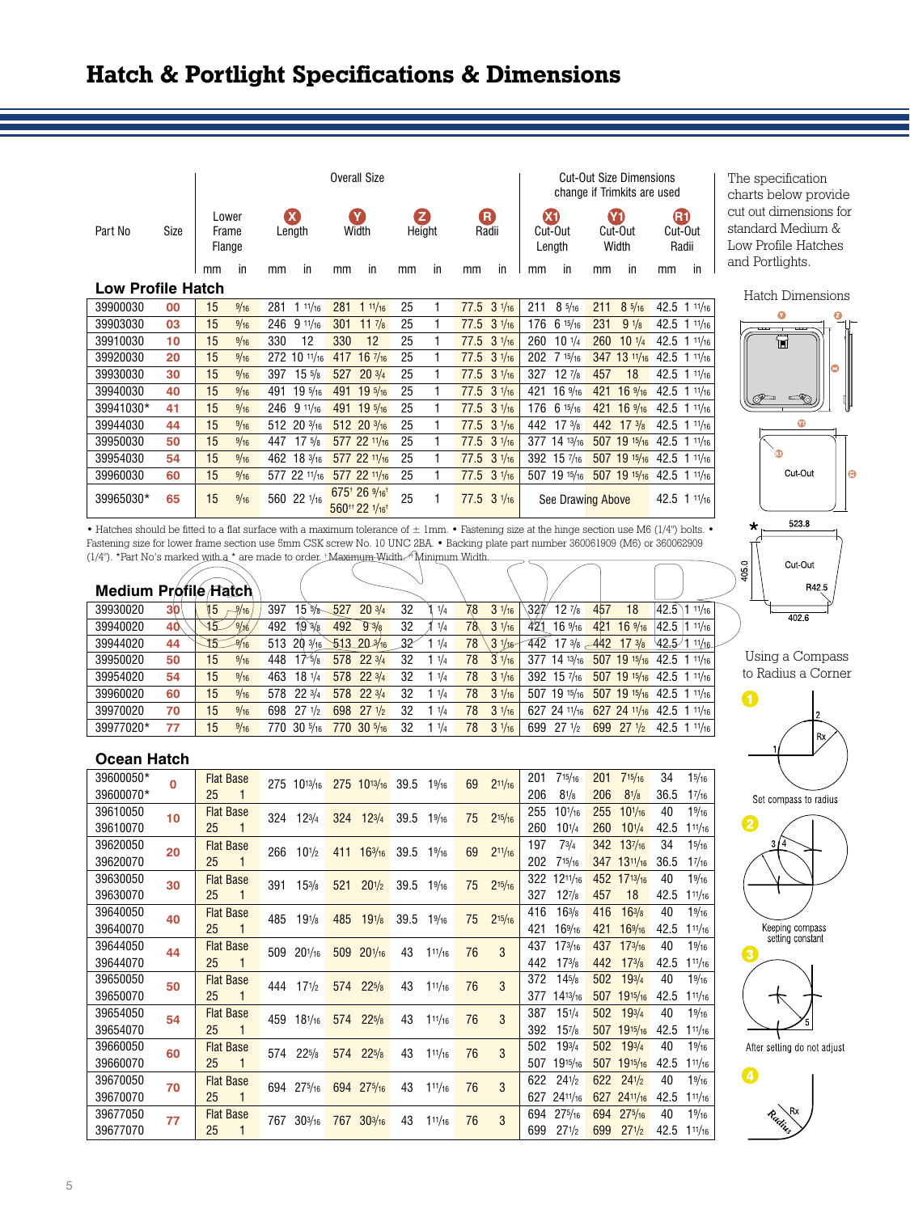# Hatch & Portlight Specifications & Dimensions

The specification charts below provide cut out dimensions for standard Medium & Low Profile Hatches and Portlights.

| Part No | Size | Lower Frame Flange | | X Length | | Y Width | | Z Height | | R Radii | | X1 Cut-Out Length | | Y1 Cut-Out Width | | R1 Cut-Out Radii | |
|---|---|---|---|---|---|---|---|---|---|---|---|---|---|---|---|---|---|
| | | mm | in | mm | in | mm | in | mm | in | mm | in | mm | in | mm | in | mm | in |
| **Low Profile Hatch** | | | | | | | | | | | | | | | | | |
| 39900030 | 00 | 15 | 9/16 | 281 | 1 11/16 | 281 | 1 11/16 | 25 | 1 | 77.5 | 3 1/16 | 211 | 8 5/16 | 211 | 8 5/16 | 42.5 | 1 11/16 |
| 39903030 | 03 | 15 | 9/16 | 246 | 9 11/16 | 301 | 11 7/8 | 25 | 1 | 77.5 | 3 1/16 | 176 | 6 15/16 | 231 | 9 1/8 | 42.5 | 1 11/16 |
| 39910030 | 10 | 15 | 9/16 | 330 | 12 | 330 | 12 | 25 | 1 | 77.5 | 3 1/16 | 260 | 10 1/4 | 260 | 10 1/4 | 42.5 | 1 11/16 |
| 39920030 | 20 | 15 | 9/16 | 272 | 10 11/16 | 417 | 16 7/16 | 25 | 1 | 77.5 | 3 1/16 | 202 | 7 15/16 | 347 | 13 11/16 | 42.5 | 1 11/16 |
| 39930030 | 30 | 15 | 9/16 | 397 | 15 5/8 | 527 | 20 3/4 | 25 | 1 | 77.5 | 3 1/16 | 327 | 12 7/8 | 457 | 18 | 42.5 | 1 11/16 |
| 39940030 | 40 | 15 | 9/16 | 491 | 19 5/16 | 491 | 19 5/16 | 25 | 1 | 77.5 | 3 1/16 | 421 | 16 9/16 | 421 | 16 9/16 | 42.5 | 1 11/16 |
| 39941030* | 41 | 15 | 9/16 | 246 | 9 11/16 | 491 | 19 5/16 | 25 | 1 | 77.5 | 3 1/16 | 176 | 6 15/16 | 421 | 16 9/16 | 42.5 | 1 11/16 |
| 39944030 | 44 | 15 | 9/16 | 512 | 20 3/16 | 512 | 20 3/16 | 25 | 1 | 77.5 | 3 1/16 | 442 | 17 3/8 | 442 | 17 3/8 | 42.5 | 1 11/16 |
| 39950030 | 50 | 15 | 9/16 | 447 | 17 5/8 | 577 | 22 11/16 | 25 | 1 | 77.5 | 3 1/16 | 377 | 14 13/16 | 507 | 19 15/16 | 42.5 | 1 11/16 |
| 39954030 | 54 | 15 | 9/16 | 462 | 18 3/16 | 577 | 22 11/16 | 25 | 1 | 77.5 | 3 1/16 | 392 | 15 7/16 | 507 | 19 15/16 | 42.5 | 1 11/16 |
| 39960030 | 60 | 15 | 9/16 | 577 | 22 11/16 | 577 | 22 11/16 | 25 | 1 | 77.5 | 3 1/16 | 507 | 19 15/16 | 507 | 19 15/16 | 42.5 | 1 11/16 |
| 39965030* | 65 | 15 | 9/16 | 560 | 22 1/16 | 675† / 560†† | 26 9/16† / 22 1/16† | 25 | 1 | 77.5 | 3 1/16 | See Drawing Above | | | | 42.5 | 1 11/16 |

• Hatches should be fitted to a flat surface with a maximum tolerance of ± 1mm. • Fastening size at the hinge section use M6 (1/4") bolts. • Fastening size for lower frame section use 5mm CSK screw No. 10 UNC 2BA. • Backing plate part number 360061909 (M6) or 360062909 (1/4"). *Part No's marked with a * are made to order. † Maximum Width. †† Minimum Width.

| Part No | Size | Lower Frame Flange | | X Length | | Y Width | | Z Height | | R Radii | | X1 Cut-Out Length | | Y1 Cut-Out Width | | R1 Cut-Out Radii | |
|---|---|---|---|---|---|---|---|---|---|---|---|---|---|---|---|---|---|
| **Medium Profile Hatch** | | | | | | | | | | | | | | | | | |
| 39930020 | 30 | 15 | 9/16 | 397 | 15 5/8 | 527 | 20 3/4 | 32 | 1 1/4 | 78 | 3 1/16 | 327 | 12 7/8 | 457 | 18 | 42.5 | 1 11/16 |
| 39940020 | 40 | 15 | 9/16 | 492 | 19 3/8 | 492 | 9 3/8 | 32 | 1 1/4 | 78 | 3 1/16 | 421 | 16 9/16 | 421 | 16 9/16 | 42.5 | 1 11/16 |
| 39944020 | 44 | 15 | 9/16 | 513 | 20 3/16 | 513 | 20 3/16 | 32 | 1 1/4 | 78 | 3 1/16 | 442 | 17 3/8 | 442 | 17 3/8 | 42.5 | 1 11/16 |
| 39950020 | 50 | 15 | 9/16 | 448 | 17 5/8 | 578 | 22 3/4 | 32 | 1 1/4 | 78 | 3 1/16 | 377 | 14 13/16 | 507 | 19 15/16 | 42.5 | 1 11/16 |
| 39954020 | 54 | 15 | 9/16 | 463 | 18 1/4 | 578 | 22 3/4 | 32 | 1 1/4 | 78 | 3 1/16 | 392 | 15 7/16 | 507 | 19 15/16 | 42.5 | 1 11/16 |
| 39960020 | 60 | 15 | 9/16 | 578 | 22 3/4 | 578 | 22 3/4 | 32 | 1 1/4 | 78 | 3 1/16 | 507 | 19 15/16 | 507 | 19 15/16 | 42.5 | 1 11/16 |
| 39970020 | 70 | 15 | 9/16 | 698 | 27 1/2 | 698 | 27 1/2 | 32 | 1 1/4 | 78 | 3 1/16 | 627 | 24 11/16 | 627 | 24 11/16 | 42.5 | 1 11/16 |
| 39977020* | 77 | 15 | 9/16 | 770 | 30 5/16 | 770 | 30 5/16 | 32 | 1 1/4 | 78 | 3 1/16 | 699 | 27 1/2 | 699 | 27 1/2 | 42.5 | 1 11/16 |

| Part No | Size | Lower Frame Flange | | X Length | | Y Width | | Z Height | | R Radii | | X1 Cut-Out Length | | Y1 Cut-Out Width | | R1 Cut-Out Radii | |
|---|---|---|---|---|---|---|---|---|---|---|---|---|---|---|---|---|---|
| **Ocean Hatch** | | | | | | | | | | | | | | | | | |
| 39600050* | 0 | Flat Base | | 275 | 10 13/16 | 275 | 10 13/16 | 39.5 | 1 9/16 | 69 | 2 11/16 | 201 | 7 15/16 | 201 | 7 15/16 | 34 | 1 5/16 |
| 39600070* | | 25 | 1 | | | | | | | | | 206 | 8 1/8 | 206 | 8 1/8 | 36.5 | 1 7/16 |
| 39610050 | 10 | Flat Base | | 324 | 12 3/4 | 324 | 12 3/4 | 39.5 | 1 9/16 | 75 | 2 15/16 | 255 | 10 1/16 | 255 | 10 1/16 | 40 | 1 9/16 |
| 39610070 | | 25 | 1 | | | | | | | | | 260 | 10 1/4 | 260 | 10 1/4 | 42.5 | 1 11/16 |
| 39620050 | 20 | Flat Base | | 266 | 10 1/2 | 411 | 16 3/16 | 39.5 | 1 9/16 | 69 | 2 11/16 | 197 | 7 3/4 | 342 | 13 7/16 | 34 | 1 5/16 |
| 39620070 | | 25 | 1 | | | | | | | | | 202 | 7 15/16 | 347 | 13 11/16 | 36.5 | 1 7/16 |
| 39630050 | 30 | Flat Base | | 391 | 15 3/8 | 521 | 20 1/2 | 39.5 | 1 9/16 | 75 | 2 15/16 | 322 | 12 11/16 | 452 | 17 13/16 | 40 | 1 9/16 |
| 39630070 | | 25 | 1 | | | | | | | | | 327 | 12 7/8 | 457 | 18 | 42.5 | 1 11/16 |
| 39640050 | 40 | Flat Base | | 485 | 19 1/8 | 485 | 19 1/8 | 39.5 | 1 9/16 | 75 | 2 15/16 | 416 | 16 3/8 | 416 | 16 3/8 | 40 | 1 9/16 |
| 39640070 | | 25 | 1 | | | | | | | | | 421 | 16 9/16 | 421 | 16 9/16 | 42.5 | 1 11/16 |
| 39644050 | 44 | Flat Base | | 509 | 20 1/16 | 509 | 20 1/16 | 43 | 1 11/16 | 76 | 3 | 437 | 17 3/16 | 437 | 17 3/16 | 40 | 1 9/16 |
| 39644070 | | 25 | 1 | | | | | | | | | 442 | 17 3/8 | 442 | 17 3/8 | 42.5 | 1 11/16 |
| 39650050 | 50 | Flat Base | | 444 | 17 1/2 | 574 | 22 5/8 | 43 | 1 11/16 | 76 | 3 | 372 | 14 5/8 | 502 | 19 3/4 | 40 | 1 9/16 |
| 39650070 | | 25 | 1 | | | | | | | | | 377 | 14 13/16 | 507 | 19 15/16 | 42.5 | 1 11/16 |
| 39654050 | 54 | Flat Base | | 459 | 18 1/16 | 574 | 22 5/8 | 43 | 1 11/16 | 76 | 3 | 387 | 15 1/4 | 502 | 19 3/4 | 40 | 1 9/16 |
| 39654070 | | 25 | 1 | | | | | | | | | 392 | 15 7/8 | 507 | 19 15/16 | 42.5 | 1 11/16 |
| 39660050 | 60 | Flat Base | | 574 | 22 5/8 | 574 | 22 5/8 | 43 | 1 11/16 | 76 | 3 | 502 | 19 3/4 | 502 | 19 3/4 | 40 | 1 9/16 |
| 39660070 | | 25 | 1 | | | | | | | | | 507 | 19 15/16 | 507 | 19 15/16 | 42.5 | 1 11/16 |
| 39670050 | 70 | Flat Base | | 694 | 27 5/16 | 694 | 27 5/16 | 43 | 1 11/16 | 76 | 3 | 622 | 24 1/2 | 622 | 24 1/2 | 40 | 1 9/16 |
| 39670070 | | 25 | 1 | | | | | | | | | 627 | 24 11/16 | 627 | 24 11/16 | 42.5 | 1 11/16 |
| 39677050 | 77 | Flat Base | | 767 | 30 3/16 | 767 | 30 3/16 | 43 | 1 11/16 | 76 | 3 | 694 | 27 5/16 | 694 | 27 5/16 | 40 | 1 9/16 |
| 39677070 | | 25 | 1 | | | | | | | | | 699 | 27 1/2 | 699 | 27 1/2 | 42.5 | 1 11/16 |

Cut-Out Size Dimensions change if Trimkits are used

### Hatch Dimensions

Cut-Out

* Cut-Out 523.8 × 405.0, R42.5, 402.6

### Using a Compass to Radius a Corner

1. Set compass to radius
2. Keeping compass setting constant
3. After setting do not adjust
4. Radius Rx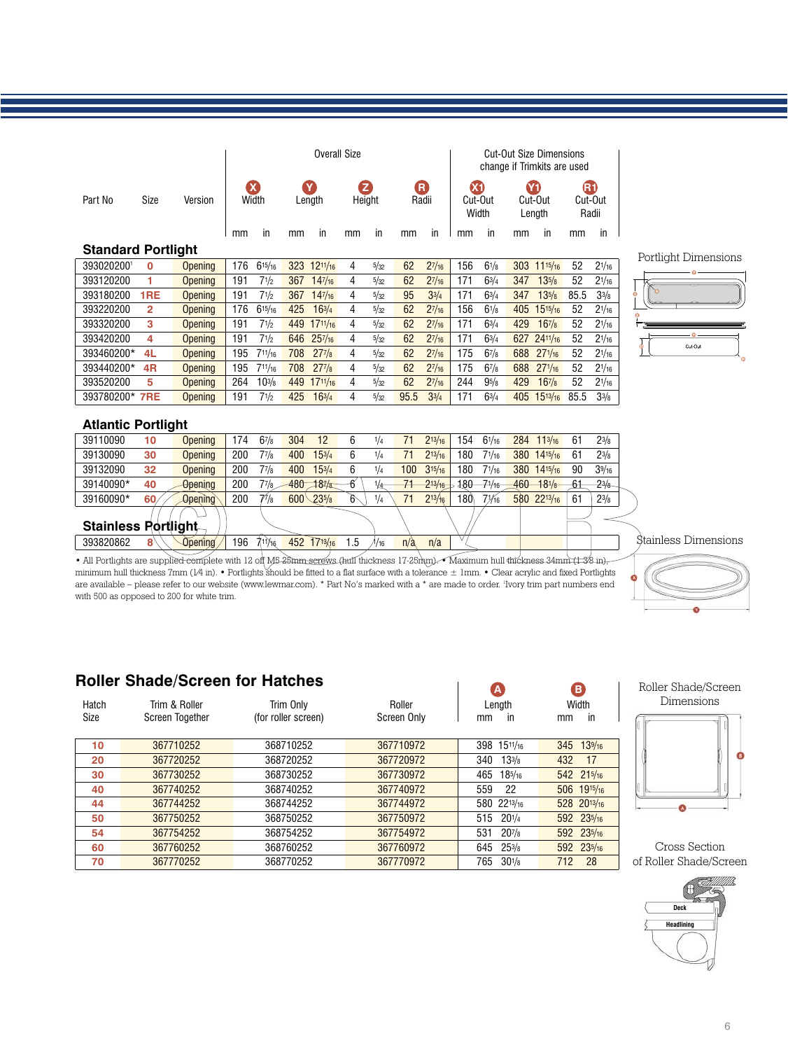| Part No | Size | Version | Overall Size X Width mm | in | Y Length mm | in | Z Height mm | in | R Radii mm | in | Cut-Out Size Dimensions change if Trimkits are used X1 Cut-Out Width mm | in | Y1 Cut-Out Length mm | in | R1 Cut-Out Radii mm | in |
|---|---|---|---|---|---|---|---|---|---|---|---|---|---|---|---|---|
| **Standard Portlight** | | | | | | | | | | | | | | | | |
| 393020200[1] | 0 | Opening | 176 | 6 15/16 | 323 | 12 11/16 | 4 | 5/32 | 62 | 2 7/16 | 156 | 6 1/8 | 303 | 11 15/16 | 52 | 2 1/16 |
| 393120200 | 1 | Opening | 191 | 7 1/2 | 367 | 14 7/16 | 4 | 5/32 | 62 | 2 7/16 | 171 | 6 3/4 | 347 | 13 5/8 | 52 | 2 1/16 |
| 393180200 | 1RE | Opening | 191 | 7 1/2 | 367 | 14 7/16 | 4 | 5/32 | 95 | 3 3/4 | 171 | 6 3/4 | 347 | 13 5/8 | 85.5 | 3 3/8 |
| 393220200 | 2 | Opening | 176 | 6 15/16 | 425 | 16 3/4 | 4 | 5/32 | 62 | 2 7/16 | 156 | 6 1/8 | 405 | 15 15/16 | 52 | 2 1/16 |
| 393320200 | 3 | Opening | 191 | 7 1/2 | 449 | 17 11/16 | 4 | 5/32 | 62 | 2 7/16 | 171 | 6 3/4 | 429 | 16 7/8 | 52 | 2 1/16 |
| 393420200 | 4 | Opening | 191 | 7 1/2 | 646 | 25 7/16 | 4 | 5/32 | 62 | 2 7/16 | 171 | 6 3/4 | 627 | 24 11/16 | 52 | 2 1/16 |
| 393460200* | 4L | Opening | 195 | 7 11/16 | 708 | 27 7/8 | 4 | 5/32 | 62 | 2 7/16 | 175 | 6 7/8 | 688 | 27 1/16 | 52 | 2 1/16 |
| 393440200* | 4R | Opening | 195 | 7 11/16 | 708 | 27 7/8 | 4 | 5/32 | 62 | 2 7/16 | 175 | 6 7/8 | 688 | 27 1/16 | 52 | 2 1/16 |
| 393520200 | 5 | Opening | 264 | 10 3/8 | 449 | 17 11/16 | 4 | 5/32 | 62 | 2 7/16 | 244 | 9 5/8 | 429 | 16 7/8 | 52 | 2 1/16 |
| 393780200* | 7RE | Opening | 191 | 7 1/2 | 425 | 16 3/4 | 4 | 5/32 | 95.5 | 3 3/4 | 171 | 6 3/4 | 405 | 15 13/16 | 85.5 | 3 3/8 |
| **Atlantic Portlight** | | | | | | | | | | | | | | | | |
| 39110090 | 10 | Opening | 174 | 6 7/8 | 304 | 12 | 6 | 1/4 | 71 | 2 13/16 | 154 | 6 1/16 | 284 | 11 3/16 | 61 | 2 3/8 |
| 39130090 | 30 | Opening | 200 | 7 7/8 | 400 | 15 3/4 | 6 | 1/4 | 71 | 2 13/16 | 180 | 7 1/16 | 380 | 14 15/16 | 61 | 2 3/8 |
| 39132090 | 32 | Opening | 200 | 7 7/8 | 400 | 15 3/4 | 6 | 1/4 | 100 | 3 15/16 | 180 | 7 1/16 | 380 | 14 15/16 | 90 | 3 9/16 |
| 39140090* | 40 | Opening | 200 | 7 7/8 | 480 | 18 7/8 | 6 | 1/4 | 71 | 2 13/16 | 180 | 7 1/16 | 460 | 18 1/8 | 61 | 2 3/8 |
| 39160090* | 60 | Opening | 200 | 7 7/8 | 600 | 23 5/8 | 6 | 1/4 | 71 | 2 13/16 | 180 | 7 1/16 | 580 | 22 13/16 | 61 | 2 3/8 |
| **Stainless Portlight** | | | | | | | | | | | | | | | | |
| 393820862 | 8 | Opening | 196 | 7 11/16 | 452 | 17 13/16 | 1.5 | 1/16 | n/a | n/a | | | | | | |

Portlight Dimensions

Stainless Dimensions

• All Portlights are supplied complete with 12 off M5 25mm screws (hull thickness 17-25mm). • Maximum hull thickness 34mm (1 3/8 in), minimum hull thickness 7mm (1/4 in). • Portlights should be fitted to a flat surface with a tolerance ± 1mm. • Clear acrylic and fixed Portlights are available – please refer to our website (www.lewmar.com). * Part No's marked with a * are made to order. [1]Ivory trim part numbers end with 500 as opposed to 200 for white trim.

## Roller Shade/Screen for Hatches

| Hatch Size | Trim & Roller Screen Together | Trim Only (for roller screen) | Roller Screen Only | A Length mm | in | B Width mm | in |
|---|---|---|---|---|---|---|---|
| 10 | 367710252 | 368710252 | 367710972 | 398 | 15 11/16 | 345 | 13 9/16 |
| 20 | 367720252 | 368720252 | 367720972 | 340 | 13 3/8 | 432 | 17 |
| 30 | 367730252 | 368730252 | 367730972 | 465 | 18 5/16 | 542 | 21 5/16 |
| 40 | 367740252 | 368740252 | 367740972 | 559 | 22 | 506 | 19 15/16 |
| 44 | 367744252 | 368744252 | 367744972 | 580 | 22 13/16 | 528 | 20 13/16 |
| 50 | 367750252 | 368750252 | 367750972 | 515 | 20 1/4 | 592 | 23 5/16 |
| 54 | 367754252 | 368754252 | 367754972 | 531 | 20 7/8 | 592 | 23 5/16 |
| 60 | 367760252 | 368760252 | 367760972 | 645 | 25 3/8 | 592 | 23 5/16 |
| 70 | 367770252 | 368770252 | 367770972 | 765 | 30 1/8 | 712 | 28 |

Roller Shade/Screen Dimensions

Cross Section of Roller Shade/Screen

Deck

Headlining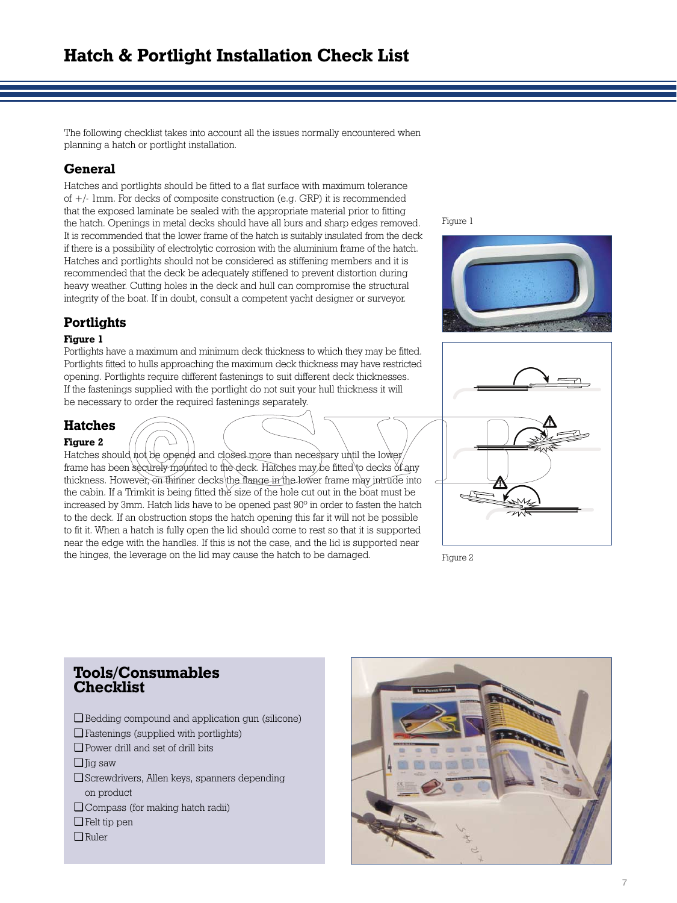# Hatch & Portlight Installation Check List

The following checklist takes into account all the issues normally encountered when planning a hatch or portlight installation.

## General

Hatches and portlights should be fitted to a flat surface with maximum tolerance of +/- 1mm. For decks of composite construction (e.g. GRP) it is recommended that the exposed laminate be sealed with the appropriate material prior to fitting the hatch. Openings in metal decks should have all burs and sharp edges removed. It is recommended that the lower frame of the hatch is suitably insulated from the deck if there is a possibility of electrolytic corrosion with the aluminium frame of the hatch. Hatches and portlights should not be considered as stiffening members and it is recommended that the deck be adequately stiffened to prevent distortion during heavy weather. Cutting holes in the deck and hull can compromise the structural integrity of the boat. If in doubt, consult a competent yacht designer or surveyor.

## Portlights

**Figure 1**

Portlights have a maximum and minimum deck thickness to which they may be fitted. Portlights fitted to hulls approaching the maximum deck thickness may have restricted opening. Portlights require different fastenings to suit different deck thicknesses. If the fastenings supplied with the portlight do not suit your hull thickness it will be necessary to order the required fastenings separately.

## Hatches

**Figure 2**

Hatches should not be opened and closed more than necessary until the lower frame has been securely mounted to the deck. Hatches may be fitted to decks of any thickness. However, on thinner decks the flange in the lower frame may intrude into the cabin. If a Trimkit is being fitted the size of the hole cut out in the boat must be increased by 3mm. Hatch lids have to be opened past 90° in order to fasten the hatch to the deck. If an obstruction stops the hatch opening this far it will not be possible to fit it. When a hatch is fully open the lid should come to rest so that it is supported near the edge with the handles. If this is not the case, and the lid is supported near the hinges, the leverage on the lid may cause the hatch to be damaged.

Figure 1

Figure 2

## Tools/Consumables Checklist

- ❑ Bedding compound and application gun (silicone)
- ❑ Fastenings (supplied with portlights)
- ❑ Power drill and set of drill bits
- ❑ Jig saw
- ❑ Screwdrivers, Allen keys, spanners depending on product
- ❑ Compass (for making hatch radii)
- ❑ Felt tip pen
- ❑ Ruler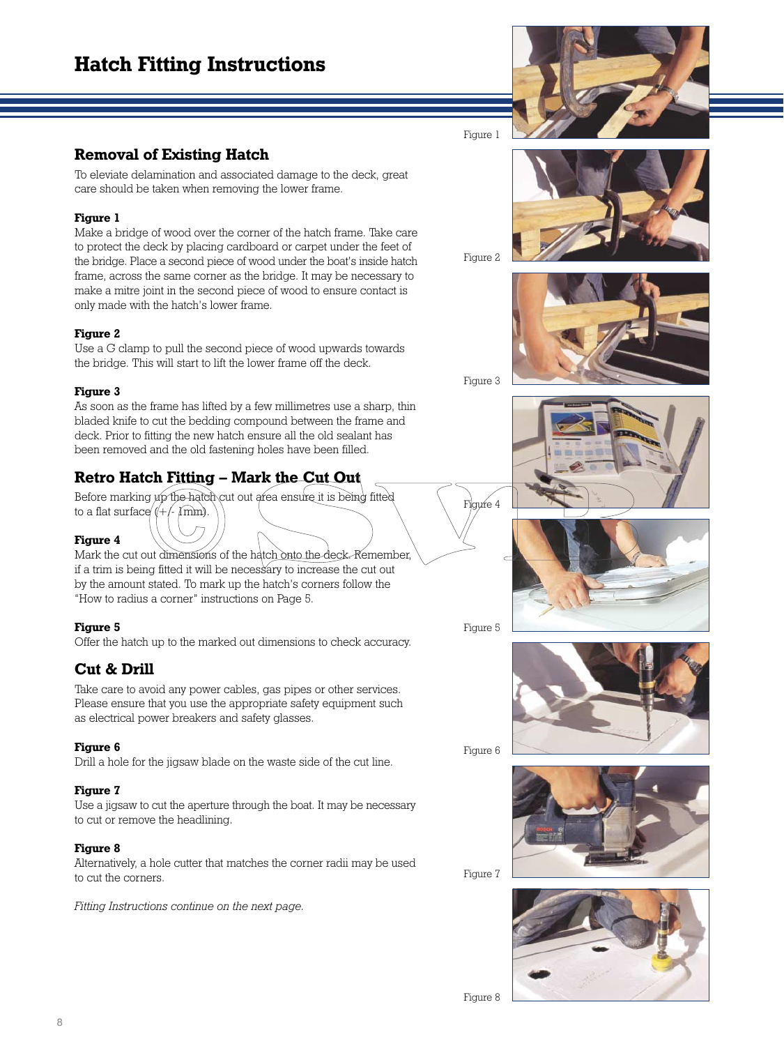# Hatch Fitting Instructions

## Removal of Existing Hatch

To eleviate delamination and associated damage to the deck, great care should be taken when removing the lower frame.

**Figure 1**
Make a bridge of wood over the corner of the hatch frame. Take care to protect the deck by placing cardboard or carpet under the feet of the bridge. Place a second piece of wood under the boat's inside hatch frame, across the same corner as the bridge. It may be necessary to make a mitre joint in the second piece of wood to ensure contact is only made with the hatch's lower frame.

**Figure 2**
Use a G clamp to pull the second piece of wood upwards towards the bridge. This will start to lift the lower frame off the deck.

**Figure 3**
As soon as the frame has lifted by a few millimetres use a sharp, thin bladed knife to cut the bedding compound between the frame and deck. Prior to fitting the new hatch ensure all the old sealant has been removed and the old fastening holes have been filled.

## Retro Hatch Fitting – Mark the Cut Out

Before marking up the hatch cut out area ensure it is being fitted to a flat surface (+/- 1mm).

**Figure 4**
Mark the cut out dimensions of the hatch onto the deck. Remember, if a trim is being fitted it will be necessary to increase the cut out by the amount stated. To mark up the hatch's corners follow the "How to radius a corner" instructions on Page 5.

**Figure 5**
Offer the hatch up to the marked out dimensions to check accuracy.

## Cut & Drill

Take care to avoid any power cables, gas pipes or other services. Please ensure that you use the appropriate safety equipment such as electrical power breakers and safety glasses.

**Figure 6**
Drill a hole for the jigsaw blade on the waste side of the cut line.

**Figure 7**
Use a jigsaw to cut the aperture through the boat. It may be necessary to cut or remove the headlining.

**Figure 8**
Alternatively, a hole cutter that matches the corner radii may be used to cut the corners.

*Fitting Instructions continue on the next page.*

Figure 1

Figure 2

Figure 3

Figure 4

Figure 5

Figure 6

Figure 7

Figure 8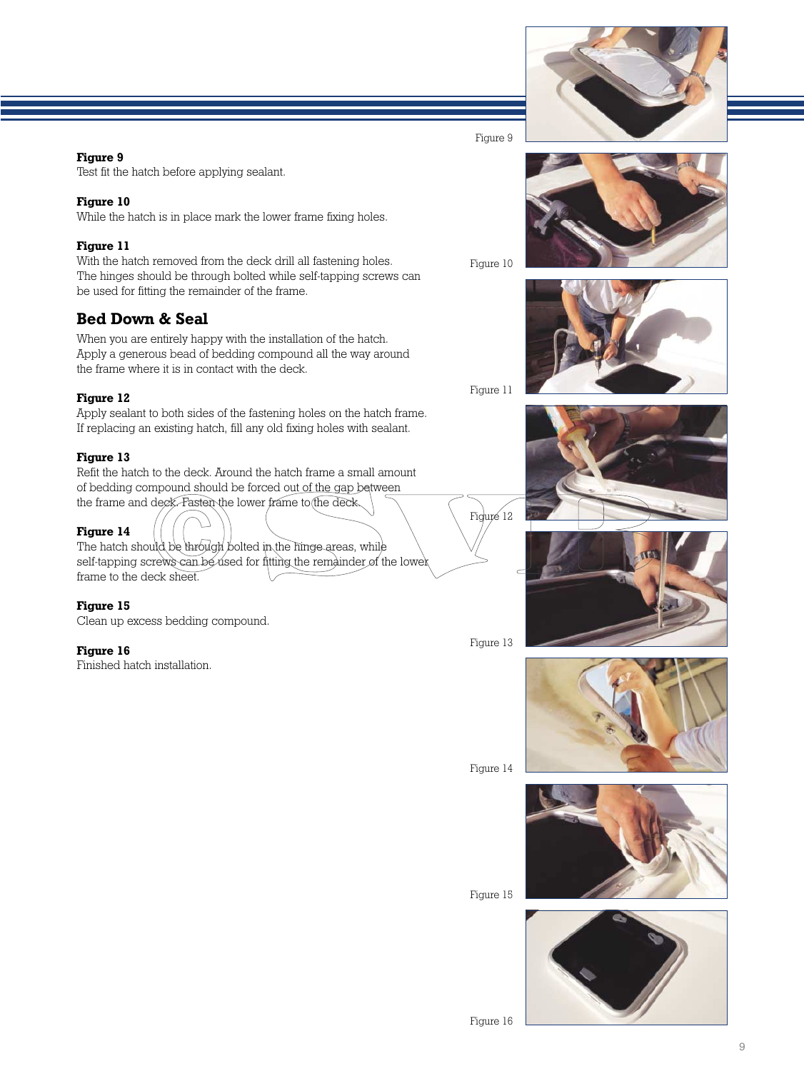**Figure 9**
Test fit the hatch before applying sealant.

**Figure 10**
While the hatch is in place mark the lower frame fixing holes.

**Figure 11**
With the hatch removed from the deck drill all fastening holes. The hinges should be through bolted while self-tapping screws can be used for fitting the remainder of the frame.

## Bed Down & Seal

When you are entirely happy with the installation of the hatch. Apply a generous bead of bedding compound all the way around the frame where it is in contact with the deck.

**Figure 12**
Apply sealant to both sides of the fastening holes on the hatch frame. If replacing an existing hatch, fill any old fixing holes with sealant.

**Figure 13**
Refit the hatch to the deck. Around the hatch frame a small amount of bedding compound should be forced out of the gap between the frame and deck. Fasten the lower frame to the deck.

**Figure 14**
The hatch should be through bolted in the hinge areas, while self-tapping screws can be used for fitting the remainder of the lower frame to the deck sheet.

**Figure 15**
Clean up excess bedding compound.

**Figure 16**
Finished hatch installation.

Figure 9

Figure 10

Figure 11

Figure 12

Figure 13

Figure 14

Figure 15

Figure 16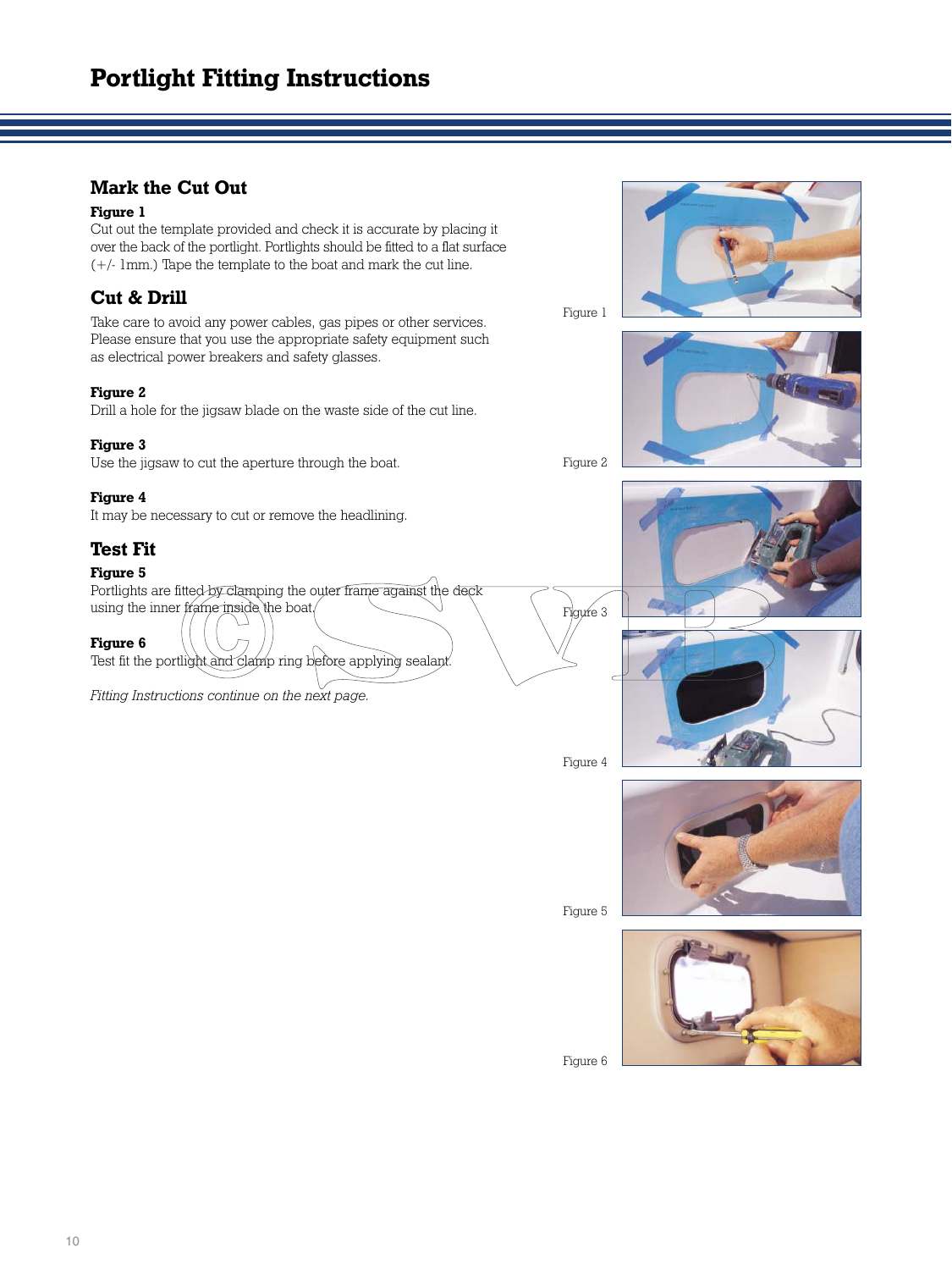# Portlight Fitting Instructions

## Mark the Cut Out

**Figure 1**
Cut out the template provided and check it is accurate by placing it over the back of the portlight. Portlights should be fitted to a flat surface (+/- 1mm.) Tape the template to the boat and mark the cut line.

## Cut & Drill

Take care to avoid any power cables, gas pipes or other services. Please ensure that you use the appropriate safety equipment such as electrical power breakers and safety glasses.

**Figure 2**
Drill a hole for the jigsaw blade on the waste side of the cut line.

**Figure 3**
Use the jigsaw to cut the aperture through the boat.

**Figure 4**
It may be necessary to cut or remove the headlining.

## Test Fit

**Figure 5**
Portlights are fitted by clamping the outer frame against the deck using the inner frame inside the boat.

**Figure 6**
Test fit the portlight and clamp ring before applying sealant.

*Fitting Instructions continue on the next page.*

Figure 1

Figure 2

Figure 3

Figure 4

Figure 5

Figure 6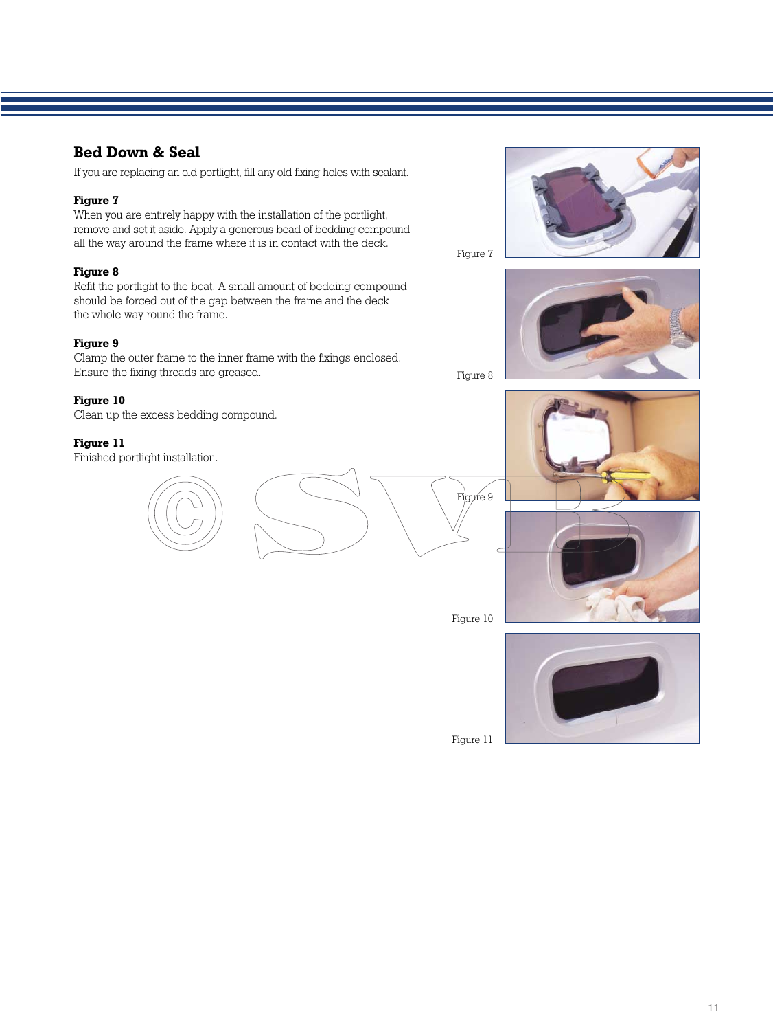## Bed Down & Seal

If you are replacing an old portlight, fill any old fixing holes with sealant.

**Figure 7**
When you are entirely happy with the installation of the portlight, remove and set it aside. Apply a generous bead of bedding compound all the way around the frame where it is in contact with the deck.

**Figure 8**
Refit the portlight to the boat. A small amount of bedding compound should be forced out of the gap between the frame and the deck the whole way round the frame.

**Figure 9**
Clamp the outer frame to the inner frame with the fixings enclosed. Ensure the fixing threads are greased.

**Figure 10**
Clean up the excess bedding compound.

**Figure 11**
Finished portlight installation.

Figure 7

Figure 8

Figure 9

Figure 10

Figure 11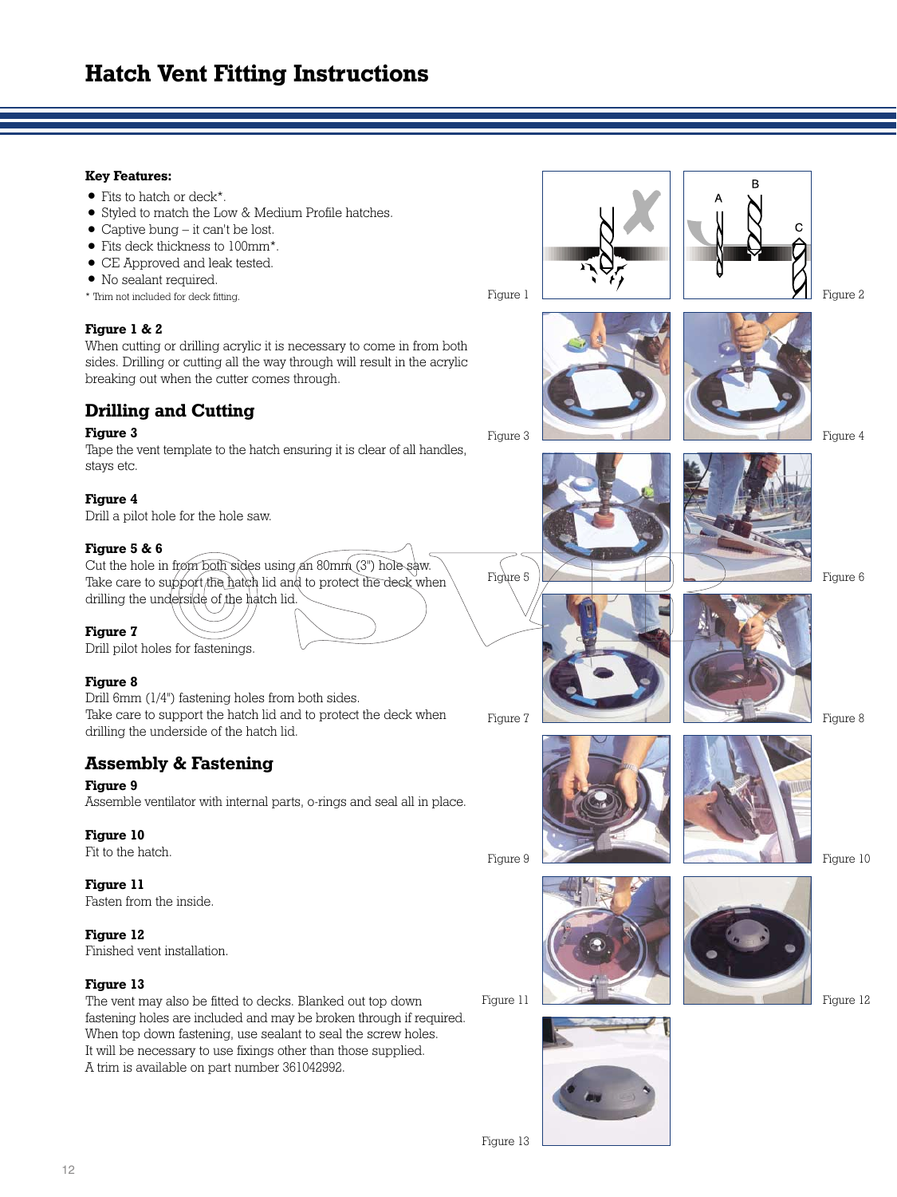# Hatch Vent Fitting Instructions

**Key Features:**

- Fits to hatch or deck*.
- Styled to match the Low & Medium Profile hatches.
- Captive bung – it can't be lost.
- Fits deck thickness to 100mm*.
- CE Approved and leak tested.
- No sealant required.

\* Trim not included for deck fitting.

**Figure 1 & 2**

When cutting or drilling acrylic it is necessary to come in from both sides. Drilling or cutting all the way through will result in the acrylic breaking out when the cutter comes through.

## Drilling and Cutting

**Figure 3**

Tape the vent template to the hatch ensuring it is clear of all handles, stays etc.

**Figure 4**

Drill a pilot hole for the hole saw.

**Figure 5 & 6**

Cut the hole in from both sides using an 80mm (3") hole saw. Take care to support the hatch lid and to protect the deck when drilling the underside of the hatch lid.

**Figure 7**

Drill pilot holes for fastenings.

**Figure 8**

Drill 6mm (1/4") fastening holes from both sides. Take care to support the hatch lid and to protect the deck when drilling the underside of the hatch lid.

## Assembly & Fastening

**Figure 9**

Assemble ventilator with internal parts, o-rings and seal all in place.

**Figure 10**

Fit to the hatch.

**Figure 11**

Fasten from the inside.

**Figure 12**

Finished vent installation.

**Figure 13**

The vent may also be fitted to decks. Blanked out top down fastening holes are included and may be broken through if required. When top down fastening, use sealant to seal the screw holes. It will be necessary to use fixings other than those supplied. A trim is available on part number 361042992.

Figure 1

Figure 2

Figure 3

Figure 4

Figure 5

Figure 6

Figure 7

Figure 8

Figure 9

Figure 10

Figure 11

Figure 12

Figure 13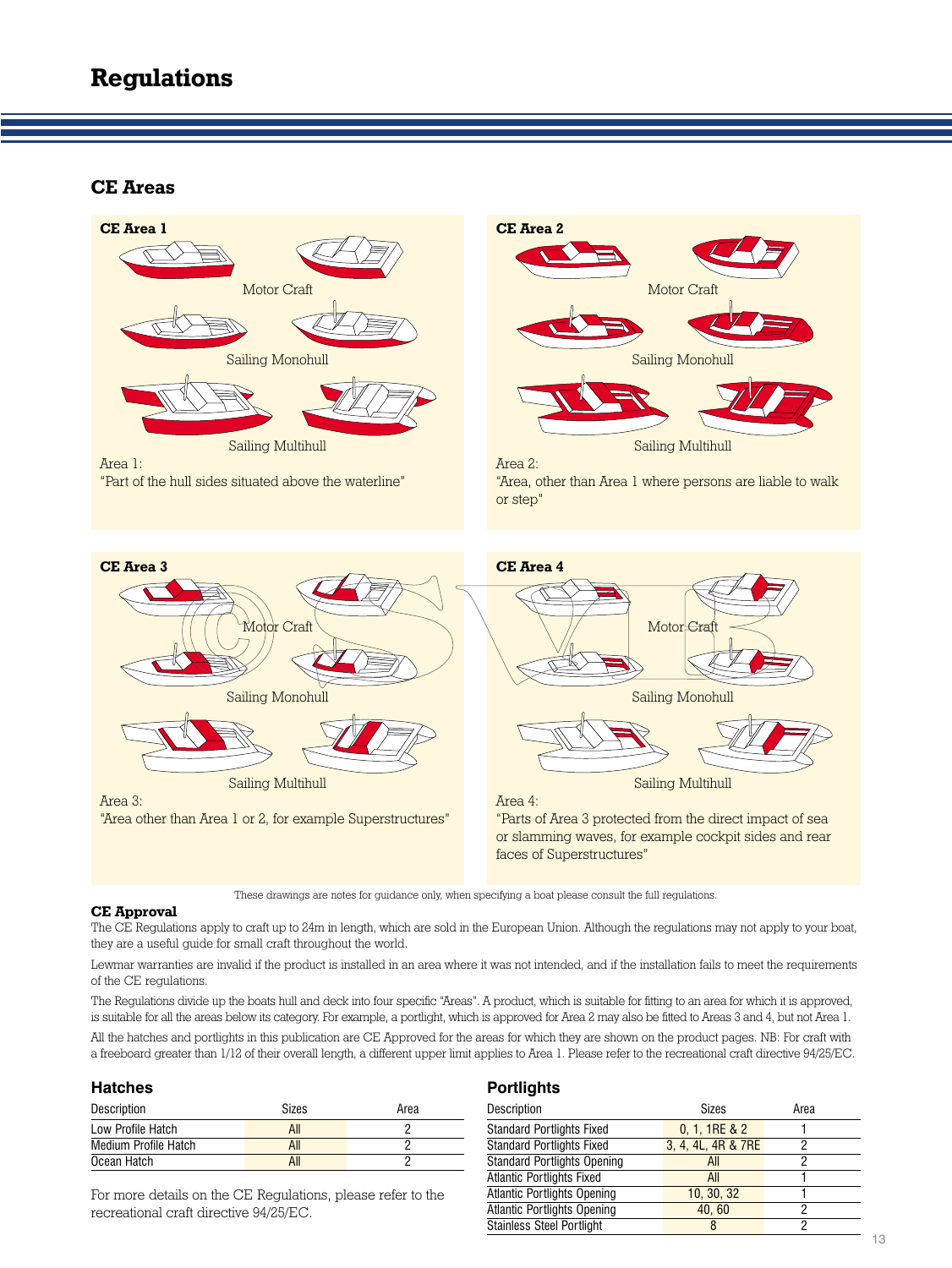# Regulations

## CE Areas

### CE Area 1

Motor Craft

Sailing Monohull

Sailing Multihull

Area 1:
"Part of the hull sides situated above the waterline"

### CE Area 2

Motor Craft

Sailing Monohull

Sailing Multihull

Area 2:
"Area, other than Area 1 where persons are liable to walk or step"

### CE Area 3

Motor Craft

Sailing Monohull

Sailing Multihull

Area 3:
"Area other than Area 1 or 2, for example Superstructures"

### CE Area 4

Motor Craft

Sailing Monohull

Sailing Multihull

Area 4:
"Parts of Area 3 protected from the direct impact of sea or slamming waves, for example cockpit sides and rear faces of Superstructures"

These drawings are notes for guidance only, when specifying a boat please consult the full regulations.

**CE Approval**

The CE Regulations apply to craft up to 24m in length, which are sold in the European Union. Although the regulations may not apply to your boat, they are a useful guide for small craft throughout the world.

Lewmar warranties are invalid if the product is installed in an area where it was not intended, and if the installation fails to meet the requirements of the CE regulations.

The Regulations divide up the boats hull and deck into four specific "Areas". A product, which is suitable for fitting to an area for which it is approved, is suitable for all the areas below its category. For example, a portlight, which is approved for Area 2 may also be fitted to Areas 3 and 4, but not Area 1.

All the hatches and portlights in this publication are CE Approved for the areas for which they are shown on the product pages. NB: For craft with a freeboard greater than 1/12 of their overall length, a different upper limit applies to Area 1. Please refer to the recreational craft directive 94/25/EC.

## Hatches

| Description | Sizes | Area |
|---|---|---|
| Low Profile Hatch | All | 2 |
| Medium Profile Hatch | All | 2 |
| Ocean Hatch | All | 2 |

For more details on the CE Regulations, please refer to the recreational craft directive 94/25/EC.

## Portlights

| Description | Sizes | Area |
|---|---|---|
| Standard Portlights Fixed | 0, 1, 1RE & 2 | 1 |
| Standard Portlights Fixed | 3, 4, 4L, 4R & 7RE | 2 |
| Standard Portlights Opening | All | 2 |
| Atlantic Portlights Fixed | All | 1 |
| Atlantic Portlights Opening | 10, 30, 32 | 1 |
| Atlantic Portlights Opening | 40, 60 | 2 |
| Stainless Steel Portlight | 8 | 2 |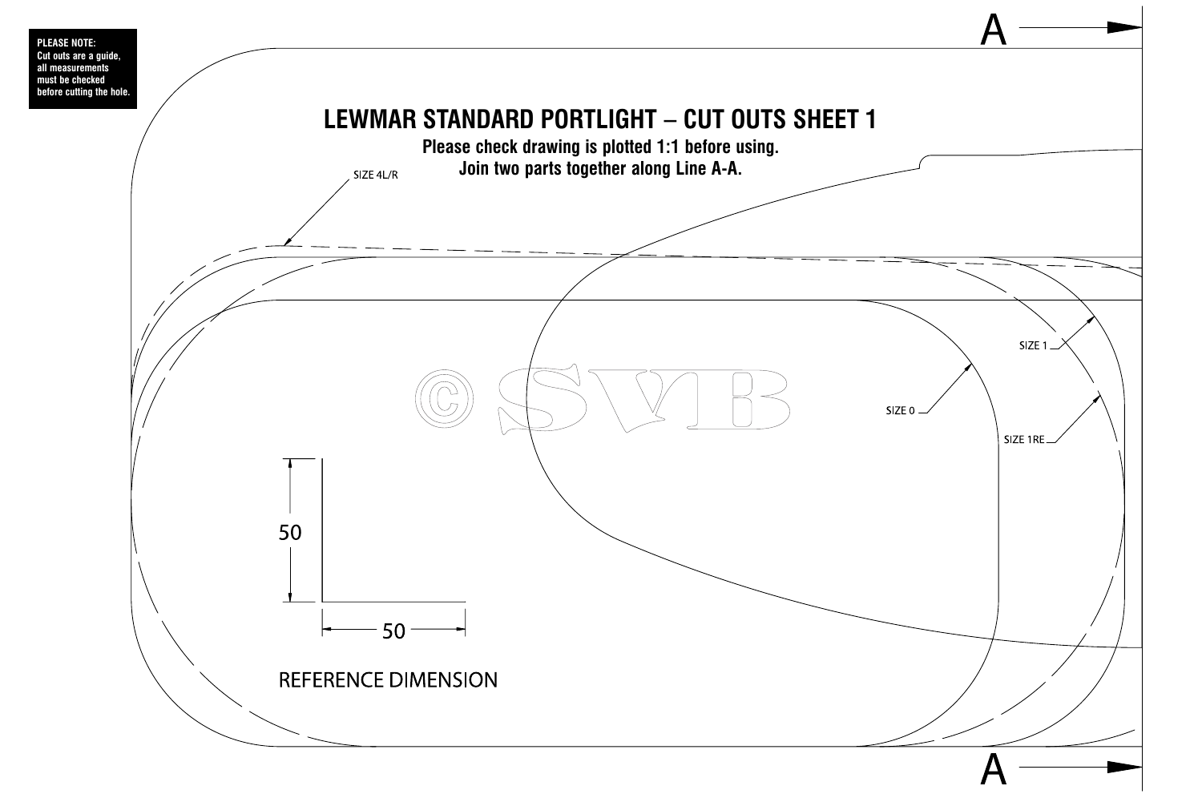**PLEASE NOTE:**
**Cut outs are a guide, all measurements must be checked before cutting the hole.**

# LEWMAR STANDARD PORTLIGHT – CUT OUTS SHEET 1

**Please check drawing is plotted 1:1 before using.**
**Join two parts together along Line A-A.**

A

SIZE 4L/R

SIZE 1

SIZE 0

SIZE 1RE

50

50

REFERENCE DIMENSION

A

© SVB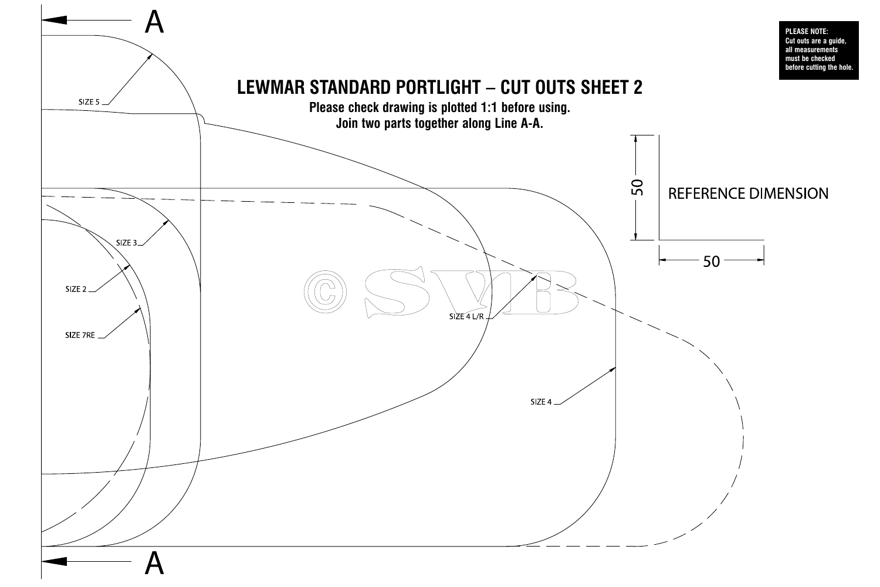PLEASE NOTE:
Cut outs are a guide, all measurements must be checked before cutting the hole.

# LEWMAR STANDARD PORTLIGHT – CUT OUTS SHEET 2

**Please check drawing is plotted 1:1 before using.**
**Join two parts together along Line A-A.**

A

SIZE 5

SIZE 3

SIZE 2

SIZE 7RE

SIZE 4 L/R

SIZE 4

50

50

REFERENCE DIMENSION

A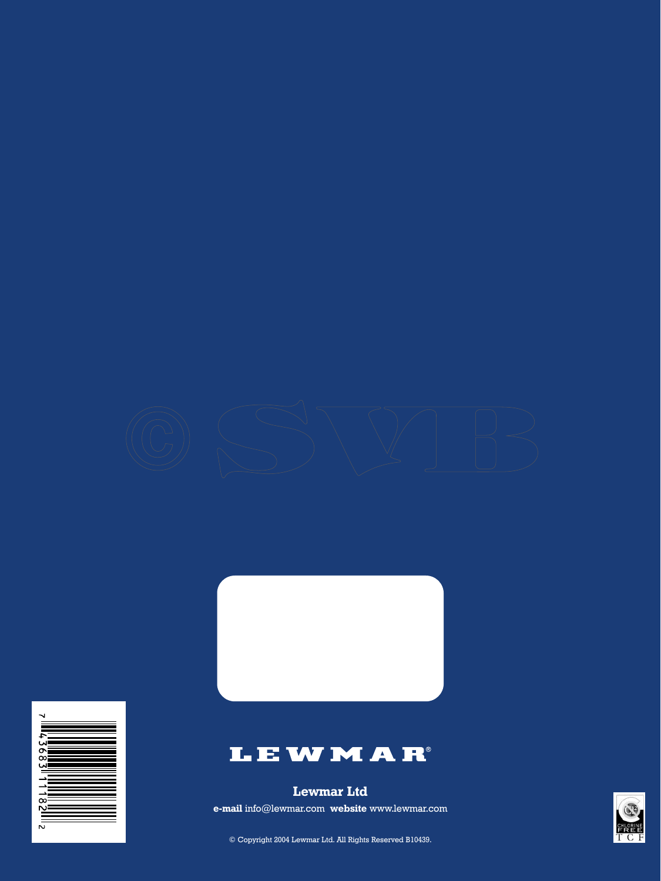© SVB

LEWMAR®

**Lewmar Ltd**

**e-mail** info@lewmar.com **website** www.lewmar.com

© Copyright 2004 Lewmar Ltd. All Rights Reserved B10439.

7 43683 11182 2

CHLORINE FREE
T C F